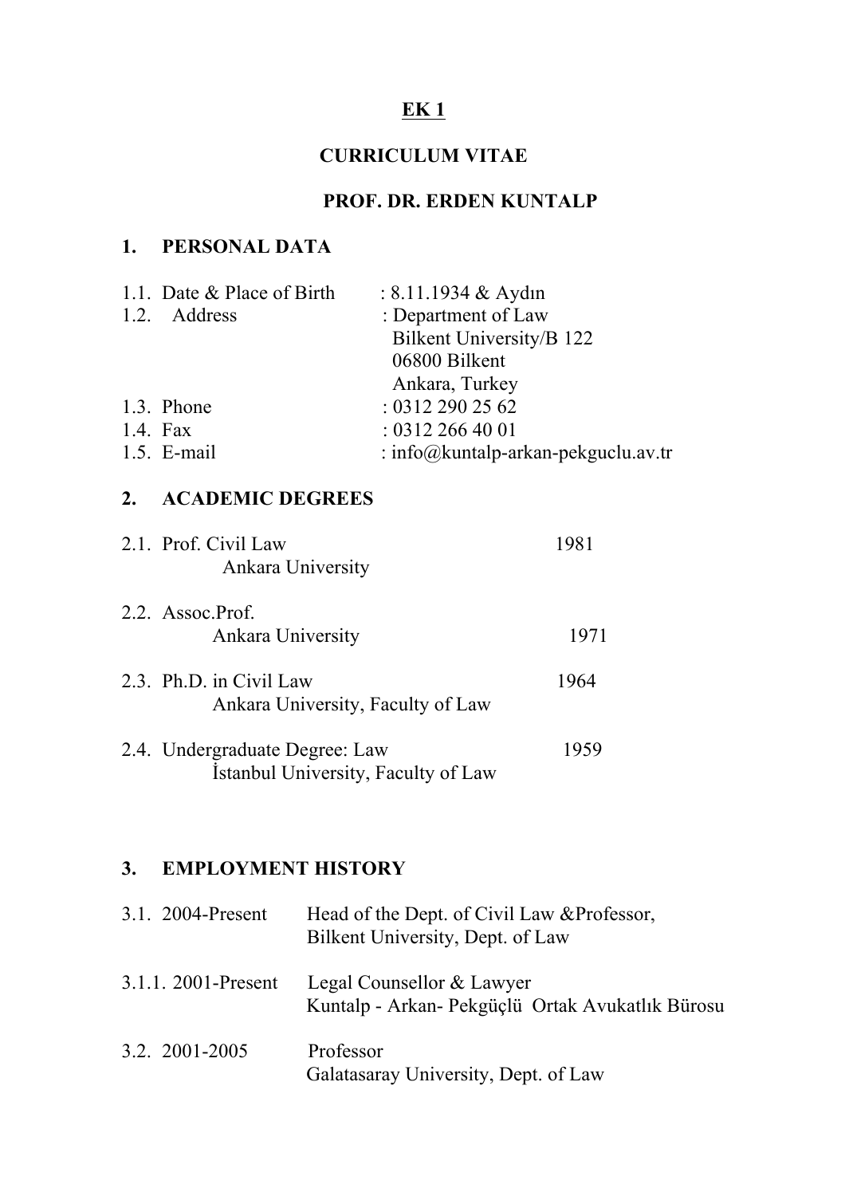# EK 1

## CURRICULUM VITAE

## PROF. DR. ERDEN KUNTALP

### 1. PERSONAL DATA

1.1. Date & Place of Birth : 8.11.1934 & Aydın

1.2. Address : Department of Law
Bilkent University/B 122
06800 Bilkent
Ankara, Turkey

1.3. Phone : 0312 290 25 62

1.4. Fax : 0312 266 40 01

1.5. E-mail : info@kuntalp-arkan-pekguclu.av.tr

### 2. ACADEMIC DEGREES

2.1. Prof. Civil Law — 1981
Ankara University

2.2. Assoc.Prof. — 1971
Ankara University

2.3. Ph.D. in Civil Law — 1964
Ankara University, Faculty of Law

2.4. Undergraduate Degree: Law — 1959
İstanbul University, Faculty of Law

### 3. EMPLOYMENT HISTORY

3.1. 2004-Present — Head of the Dept. of Civil Law &Professor,
Bilkent University, Dept. of Law

3.1.1. 2001-Present — Legal Counsellor & Lawyer
Kuntalp - Arkan- Pekgüçlü Ortak Avukatlık Bürosu

3.2. 2001-2005 — Professor
Galatasaray University, Dept. of Law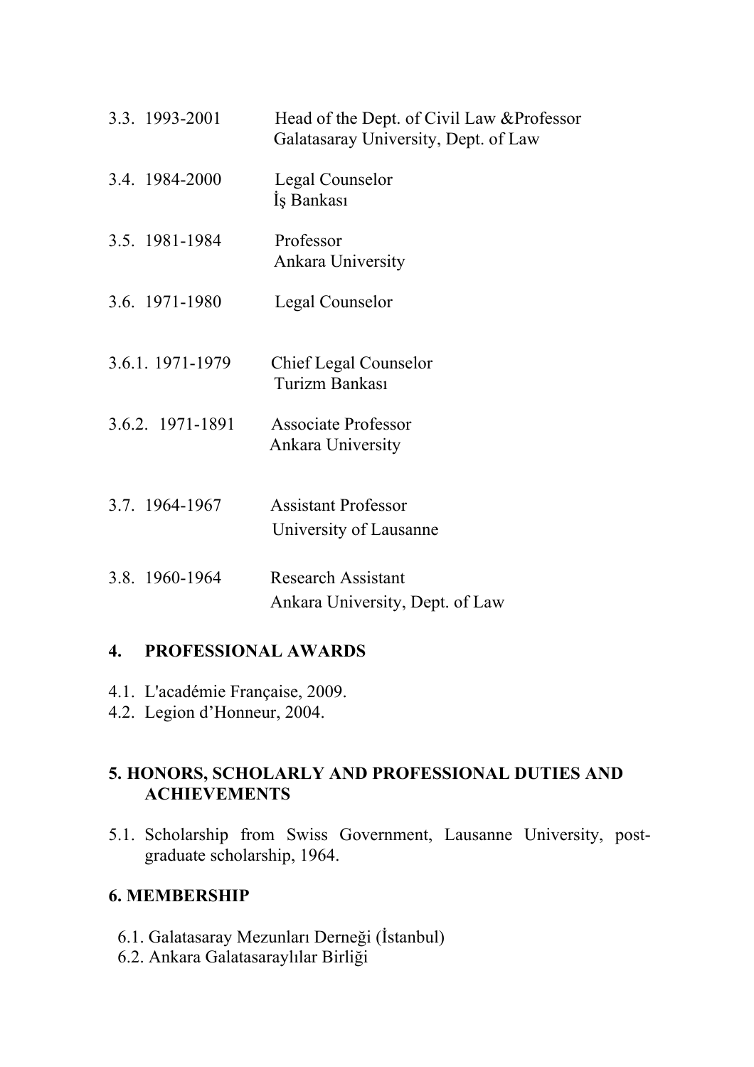3.3. 1993-2001 Head of the Dept. of Civil Law &Professor
Galatasaray University, Dept. of Law

3.4. 1984-2000 Legal Counselor
İş Bankası

3.5. 1981-1984 Professor
Ankara University

3.6. 1971-1980 Legal Counselor

3.6.1. 1971-1979 Chief Legal Counselor
Turizm Bankası

3.6.2. 1971-1891 Associate Professor
Ankara University

3.7. 1964-1967 Assistant Professor
University of Lausanne

3.8. 1960-1964 Research Assistant
Ankara University, Dept. of Law

## 4. PROFESSIONAL AWARDS

4.1. L'académie Française, 2009.
4.2. Legion d'Honneur, 2004.

## 5. HONORS, SCHOLARLY AND PROFESSIONAL DUTIES AND ACHIEVEMENTS

5.1. Scholarship from Swiss Government, Lausanne University, post-graduate scholarship, 1964.

## 6. MEMBERSHIP

6.1. Galatasaray Mezunları Derneği (İstanbul)
6.2. Ankara Galatasaraylılar Birliği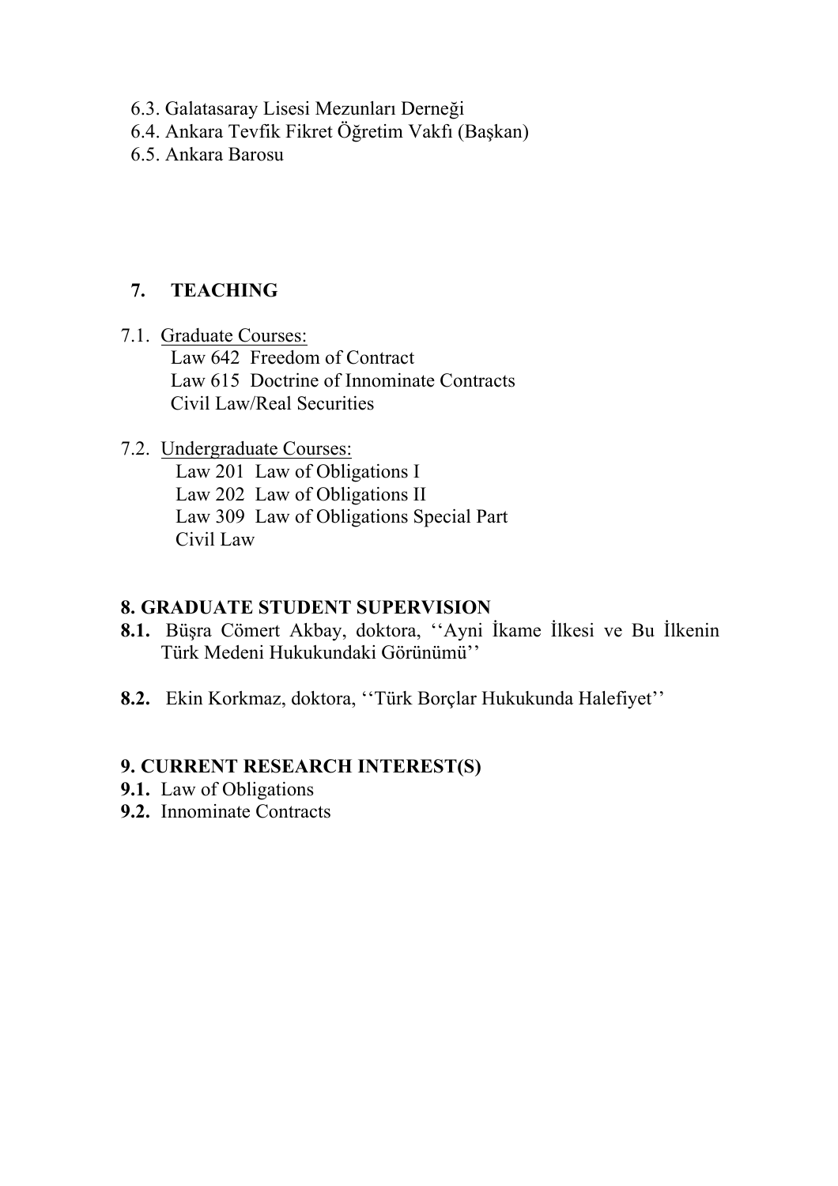6.3. Galatasaray Lisesi Mezunları Derneği
6.4. Ankara Tevfik Fikret Öğretim Vakfı (Başkan)
6.5. Ankara Barosu

## 7. TEACHING

7.1. Graduate Courses:
Law 642 Freedom of Contract
Law 615 Doctrine of Innominate Contracts
Civil Law/Real Securities

7.2. Undergraduate Courses:
Law 201 Law of Obligations I
Law 202 Law of Obligations II
Law 309 Law of Obligations Special Part
Civil Law

## 8. GRADUATE STUDENT SUPERVISION

**8.1.** Büşra Cömert Akbay, doktora, ''Ayni İkame İlkesi ve Bu İlkenin Türk Medeni Hukukundaki Görünümü''

**8.2.** Ekin Korkmaz, doktora, ''Türk Borçlar Hukukunda Halefiyet''

## 9. CURRENT RESEARCH INTEREST(S)

**9.1.** Law of Obligations
**9.2.** Innominate Contracts